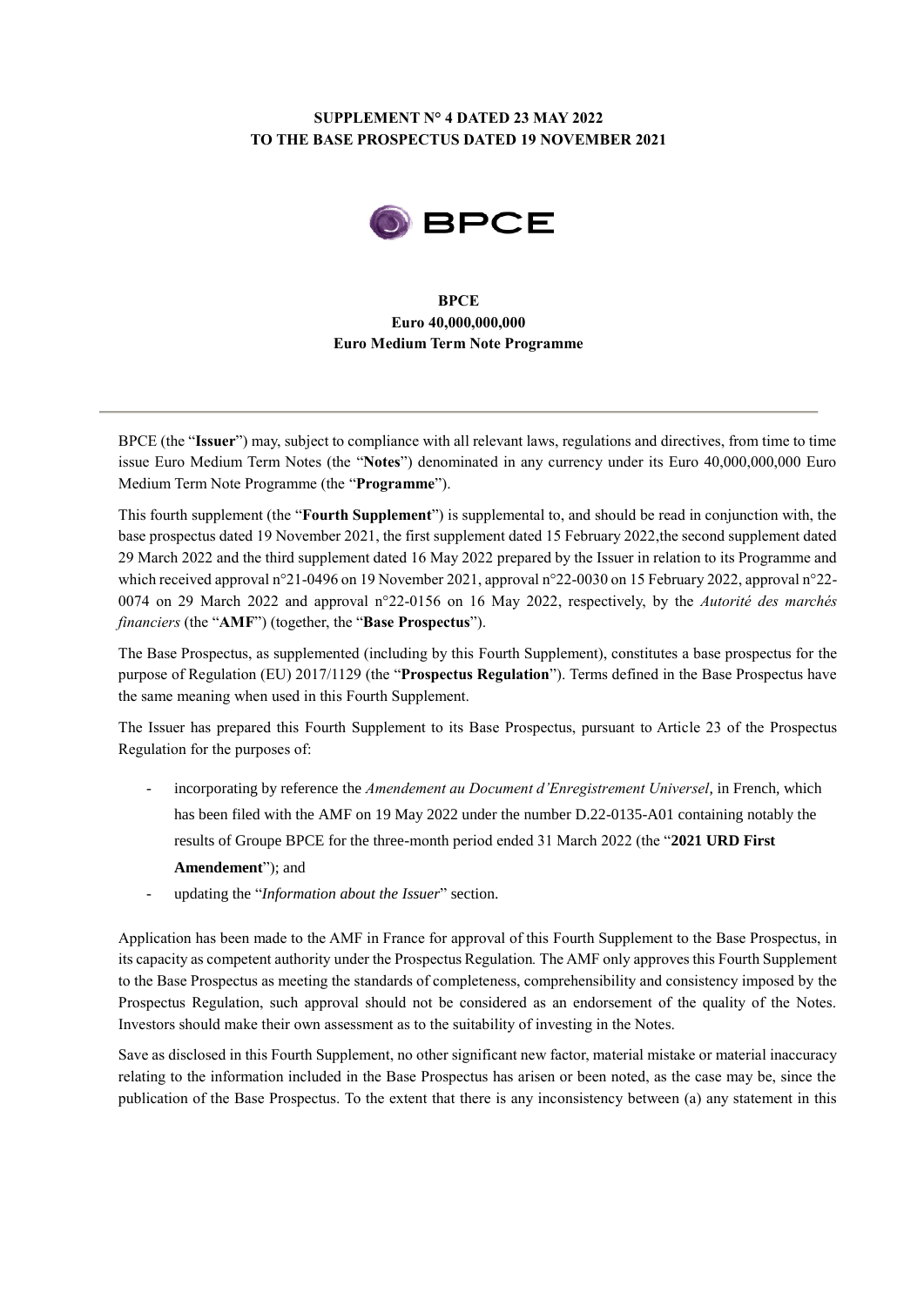**SUPPLEMENT N° 4 DATED 23 MAY 2022**
**TO THE BASE PROSPECTUS DATED 19 NOVEMBER 2021**

BPCE

**BPCE**
**Euro 40,000,000,000**
**Euro Medium Term Note Programme**

---

BPCE (the "**Issuer**") may, subject to compliance with all relevant laws, regulations and directives, from time to time issue Euro Medium Term Notes (the "**Notes**") denominated in any currency under its Euro 40,000,000,000 Euro Medium Term Note Programme (the "**Programme**").

This fourth supplement (the "**Fourth Supplement**") is supplemental to, and should be read in conjunction with, the base prospectus dated 19 November 2021, the first supplement dated 15 February 2022,the second supplement dated 29 March 2022 and the third supplement dated 16 May 2022 prepared by the Issuer in relation to its Programme and which received approval n°21-0496 on 19 November 2021, approval n°22-0030 on 15 February 2022, approval n°22-0074 on 29 March 2022 and approval n°22-0156 on 16 May 2022, respectively, by the *Autorité des marchés financiers* (the "**AMF**") (together, the "**Base Prospectus**").

The Base Prospectus, as supplemented (including by this Fourth Supplement), constitutes a base prospectus for the purpose of Regulation (EU) 2017/1129 (the "**Prospectus Regulation**"). Terms defined in the Base Prospectus have the same meaning when used in this Fourth Supplement.

The Issuer has prepared this Fourth Supplement to its Base Prospectus, pursuant to Article 23 of the Prospectus Regulation for the purposes of:

- incorporating by reference the *Amendement au Document d'Enregistrement Universel*, in French, which has been filed with the AMF on 19 May 2022 under the number D.22-0135-A01 containing notably the results of Groupe BPCE for the three-month period ended 31 March 2022 (the "**2021 URD First Amendement**"); and
- updating the "*Information about the Issuer*" section.

Application has been made to the AMF in France for approval of this Fourth Supplement to the Base Prospectus, in its capacity as competent authority under the Prospectus Regulation. The AMF only approves this Fourth Supplement to the Base Prospectus as meeting the standards of completeness, comprehensibility and consistency imposed by the Prospectus Regulation, such approval should not be considered as an endorsement of the quality of the Notes. Investors should make their own assessment as to the suitability of investing in the Notes.

Save as disclosed in this Fourth Supplement, no other significant new factor, material mistake or material inaccuracy relating to the information included in the Base Prospectus has arisen or been noted, as the case may be, since the publication of the Base Prospectus. To the extent that there is any inconsistency between (a) any statement in this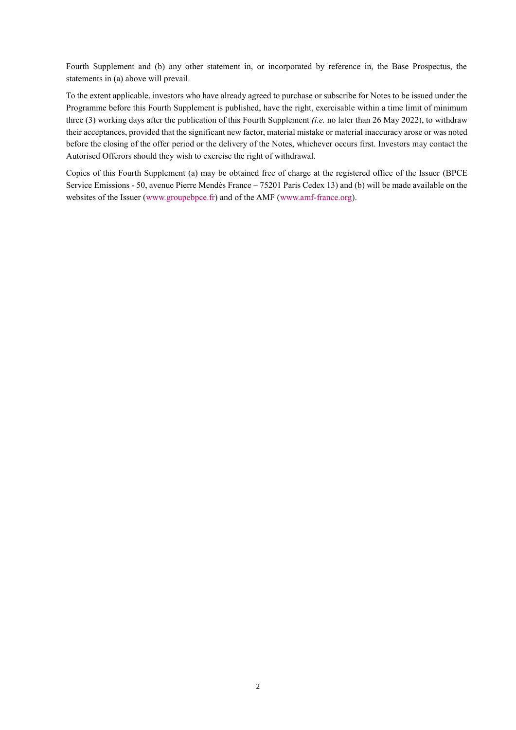Fourth Supplement and (b) any other statement in, or incorporated by reference in, the Base Prospectus, the statements in (a) above will prevail.

To the extent applicable, investors who have already agreed to purchase or subscribe for Notes to be issued under the Programme before this Fourth Supplement is published, have the right, exercisable within a time limit of minimum three (3) working days after the publication of this Fourth Supplement *(i.e.* no later than 26 May 2022), to withdraw their acceptances, provided that the significant new factor, material mistake or material inaccuracy arose or was noted before the closing of the offer period or the delivery of the Notes, whichever occurs first. Investors may contact the Autorised Offerors should they wish to exercise the right of withdrawal.

Copies of this Fourth Supplement (a) may be obtained free of charge at the registered office of the Issuer (BPCE Service Emissions - 50, avenue Pierre Mendès France – 75201 Paris Cedex 13) and (b) will be made available on the websites of the Issuer (www.groupebpce.fr) and of the AMF (www.amf-france.org).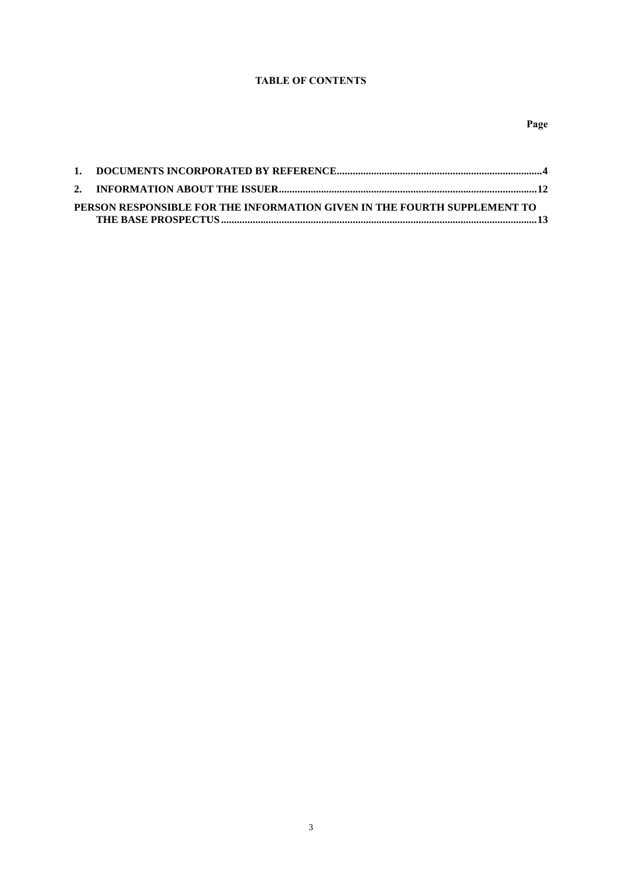**TABLE OF CONTENTS**

| | | Page |
|---|---|---|
| 1. | DOCUMENTS INCORPORATED BY REFERENCE | 4 |
| 2. | INFORMATION ABOUT THE ISSUER | 12 |
| PERSON RESPONSIBLE FOR THE INFORMATION GIVEN IN THE FOURTH SUPPLEMENT TO THE BASE PROSPECTUS | | 13 |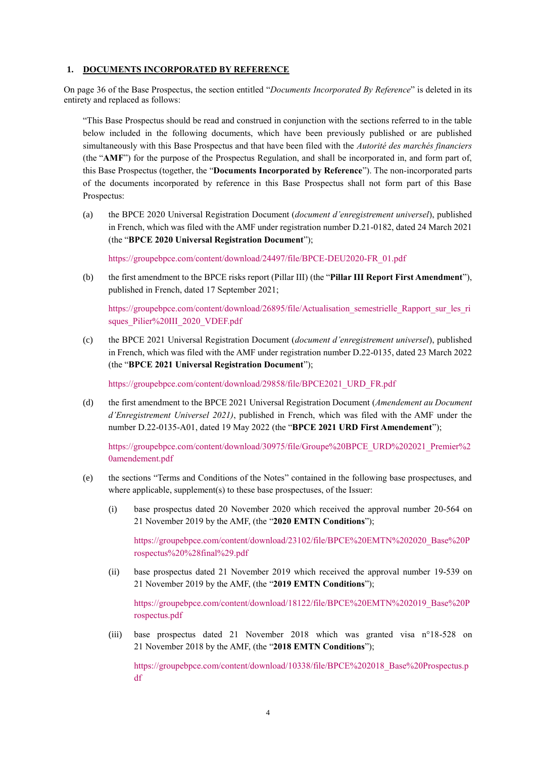## 1. DOCUMENTS INCORPORATED BY REFERENCE

On page 36 of the Base Prospectus, the section entitled "*Documents Incorporated By Reference*" is deleted in its entirety and replaced as follows:

"This Base Prospectus should be read and construed in conjunction with the sections referred to in the table below included in the following documents, which have been previously published or are published simultaneously with this Base Prospectus and that have been filed with the *Autorité des marchés financiers* (the "**AMF**") for the purpose of the Prospectus Regulation, and shall be incorporated in, and form part of, this Base Prospectus (together, the "**Documents Incorporated by Reference**"). The non-incorporated parts of the documents incorporated by reference in this Base Prospectus shall not form part of this Base Prospectus:

(a) the BPCE 2020 Universal Registration Document (*document d'enregistrement universel*), published in French, which was filed with the AMF under registration number D.21-0182, dated 24 March 2021 (the "**BPCE 2020 Universal Registration Document**");

https://groupebpce.com/content/download/24497/file/BPCE-DEU2020-FR_01.pdf

(b) the first amendment to the BPCE risks report (Pillar III) (the "**Pillar III Report First Amendment**"), published in French, dated 17 September 2021;

https://groupebpce.com/content/download/26895/file/Actualisation_semestrielle_Rapport_sur_les_risques_Pilier%20III_2020_VDEF.pdf

(c) the BPCE 2021 Universal Registration Document (*document d'enregistrement universel*), published in French, which was filed with the AMF under registration number D.22-0135, dated 23 March 2022 (the "**BPCE 2021 Universal Registration Document**");

https://groupebpce.com/content/download/29858/file/BPCE2021_URD_FR.pdf

(d) the first amendment to the BPCE 2021 Universal Registration Document (*Amendement au Document d'Enregistrement Universel 2021)*, published in French, which was filed with the AMF under the number D.22-0135-A01, dated 19 May 2022 (the "**BPCE 2021 URD First Amendement**");

https://groupebpce.com/content/download/30975/file/Groupe%20BPCE_URD%202021_Premier%20amendement.pdf

(e) the sections "Terms and Conditions of the Notes" contained in the following base prospectuses, and where applicable, supplement(s) to these base prospectuses, of the Issuer:

   (i) base prospectus dated 20 November 2020 which received the approval number 20-564 on 21 November 2019 by the AMF, (the "**2020 EMTN Conditions**");

   https://groupebpce.com/content/download/23102/file/BPCE%20EMTN%202020_Base%20Prospectus%20%28final%29.pdf

   (ii) base prospectus dated 21 November 2019 which received the approval number 19-539 on 21 November 2019 by the AMF, (the "**2019 EMTN Conditions**");

   https://groupebpce.com/content/download/18122/file/BPCE%20EMTN%202019_Base%20Prospectus.pdf

   (iii) base prospectus dated 21 November 2018 which was granted visa n°18-528 on 21 November 2018 by the AMF, (the "**2018 EMTN Conditions**");

   https://groupebpce.com/content/download/10338/file/BPCE%202018_Base%20Prospectus.pdf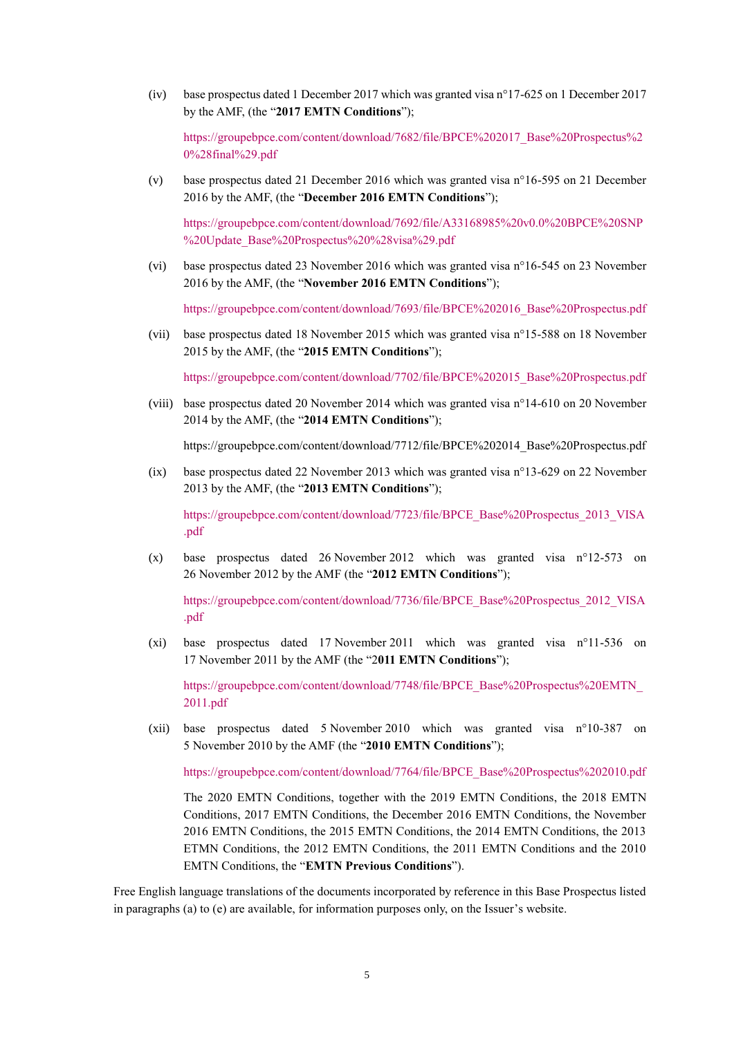(iv) base prospectus dated 1 December 2017 which was granted visa n°17-625 on 1 December 2017 by the AMF, (the "**2017 EMTN Conditions**");

https://groupebpce.com/content/download/7682/file/BPCE%202017_Base%20Prospectus%20%28final%29.pdf

(v) base prospectus dated 21 December 2016 which was granted visa n°16-595 on 21 December 2016 by the AMF, (the "**December 2016 EMTN Conditions**");

https://groupebpce.com/content/download/7692/file/A33168985%20v0.0%20BPCE%20SNP%20Update_Base%20Prospectus%20%28visa%29.pdf

(vi) base prospectus dated 23 November 2016 which was granted visa n°16-545 on 23 November 2016 by the AMF, (the "**November 2016 EMTN Conditions**");

https://groupebpce.com/content/download/7693/file/BPCE%202016_Base%20Prospectus.pdf

(vii) base prospectus dated 18 November 2015 which was granted visa n°15-588 on 18 November 2015 by the AMF, (the "**2015 EMTN Conditions**");

https://groupebpce.com/content/download/7702/file/BPCE%202015_Base%20Prospectus.pdf

(viii) base prospectus dated 20 November 2014 which was granted visa n°14-610 on 20 November 2014 by the AMF, (the "**2014 EMTN Conditions**");

https://groupebpce.com/content/download/7712/file/BPCE%202014_Base%20Prospectus.pdf

(ix) base prospectus dated 22 November 2013 which was granted visa n°13-629 on 22 November 2013 by the AMF, (the "**2013 EMTN Conditions**");

https://groupebpce.com/content/download/7723/file/BPCE_Base%20Prospectus_2013_VISA.pdf

(x) base prospectus dated 26 November 2012 which was granted visa n°12-573 on 26 November 2012 by the AMF (the "**2012 EMTN Conditions**");

https://groupebpce.com/content/download/7736/file/BPCE_Base%20Prospectus_2012_VISA.pdf

(xi) base prospectus dated 17 November 2011 which was granted visa n°11-536 on 17 November 2011 by the AMF (the "2**011 EMTN Conditions**");

https://groupebpce.com/content/download/7748/file/BPCE_Base%20Prospectus%20EMTN_2011.pdf

(xii) base prospectus dated 5 November 2010 which was granted visa n°10-387 on 5 November 2010 by the AMF (the "**2010 EMTN Conditions**");

https://groupebpce.com/content/download/7764/file/BPCE_Base%20Prospectus%202010.pdf

The 2020 EMTN Conditions, together with the 2019 EMTN Conditions, the 2018 EMTN Conditions, 2017 EMTN Conditions, the December 2016 EMTN Conditions, the November 2016 EMTN Conditions, the 2015 EMTN Conditions, the 2014 EMTN Conditions, the 2013 ETMN Conditions, the 2012 EMTN Conditions, the 2011 EMTN Conditions and the 2010 EMTN Conditions, the "**EMTN Previous Conditions**").

Free English language translations of the documents incorporated by reference in this Base Prospectus listed in paragraphs (a) to (e) are available, for information purposes only, on the Issuer's website.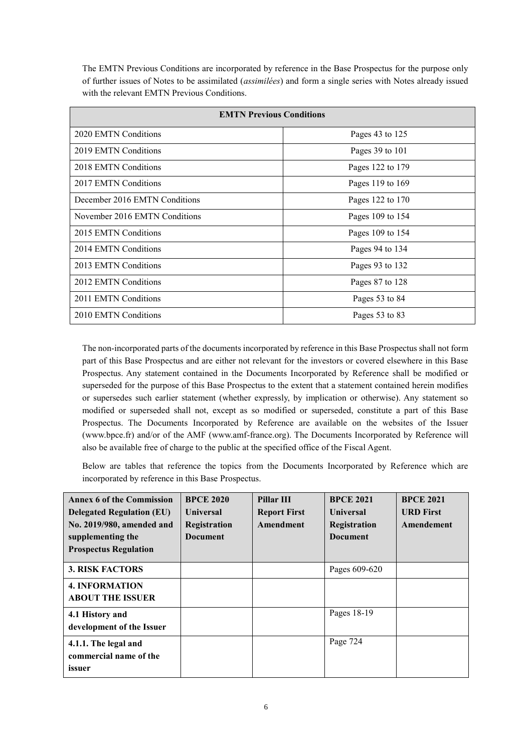The EMTN Previous Conditions are incorporated by reference in the Base Prospectus for the purpose only of further issues of Notes to be assimilated (*assimilées*) and form a single series with Notes already issued with the relevant EMTN Previous Conditions.

| **EMTN Previous Conditions** | |
|---|---|
| 2020 EMTN Conditions | Pages 43 to 125 |
| 2019 EMTN Conditions | Pages 39 to 101 |
| 2018 EMTN Conditions | Pages 122 to 179 |
| 2017 EMTN Conditions | Pages 119 to 169 |
| December 2016 EMTN Conditions | Pages 122 to 170 |
| November 2016 EMTN Conditions | Pages 109 to 154 |
| 2015 EMTN Conditions | Pages 109 to 154 |
| 2014 EMTN Conditions | Pages 94 to 134 |
| 2013 EMTN Conditions | Pages 93 to 132 |
| 2012 EMTN Conditions | Pages 87 to 128 |
| 2011 EMTN Conditions | Pages 53 to 84 |
| 2010 EMTN Conditions | Pages 53 to 83 |

The non-incorporated parts of the documents incorporated by reference in this Base Prospectus shall not form part of this Base Prospectus and are either not relevant for the investors or covered elsewhere in this Base Prospectus. Any statement contained in the Documents Incorporated by Reference shall be modified or superseded for the purpose of this Base Prospectus to the extent that a statement contained herein modifies or supersedes such earlier statement (whether expressly, by implication or otherwise). Any statement so modified or superseded shall not, except as so modified or superseded, constitute a part of this Base Prospectus. The Documents Incorporated by Reference are available on the websites of the Issuer (www.bpce.fr) and/or of the AMF (www.amf-france.org). The Documents Incorporated by Reference will also be available free of charge to the public at the specified office of the Fiscal Agent.

Below are tables that reference the topics from the Documents Incorporated by Reference which are incorporated by reference in this Base Prospectus.

| **Annex 6 of the Commission Delegated Regulation (EU) No. 2019/980, amended and supplementing the Prospectus Regulation** | **BPCE 2020 Universal Registration Document** | **Pillar III Report First Amendment** | **BPCE 2021 Universal Registration Document** | **BPCE 2021 URD First Amendement** |
|---|---|---|---|---|
| **3. RISK FACTORS** | | | Pages 609-620 | |
| **4. INFORMATION ABOUT THE ISSUER** | | | | |
| **4.1 History and development of the Issuer** | | | Pages 18-19 | |
| **4.1.1. The legal and commercial name of the issuer** | | | Page 724 | |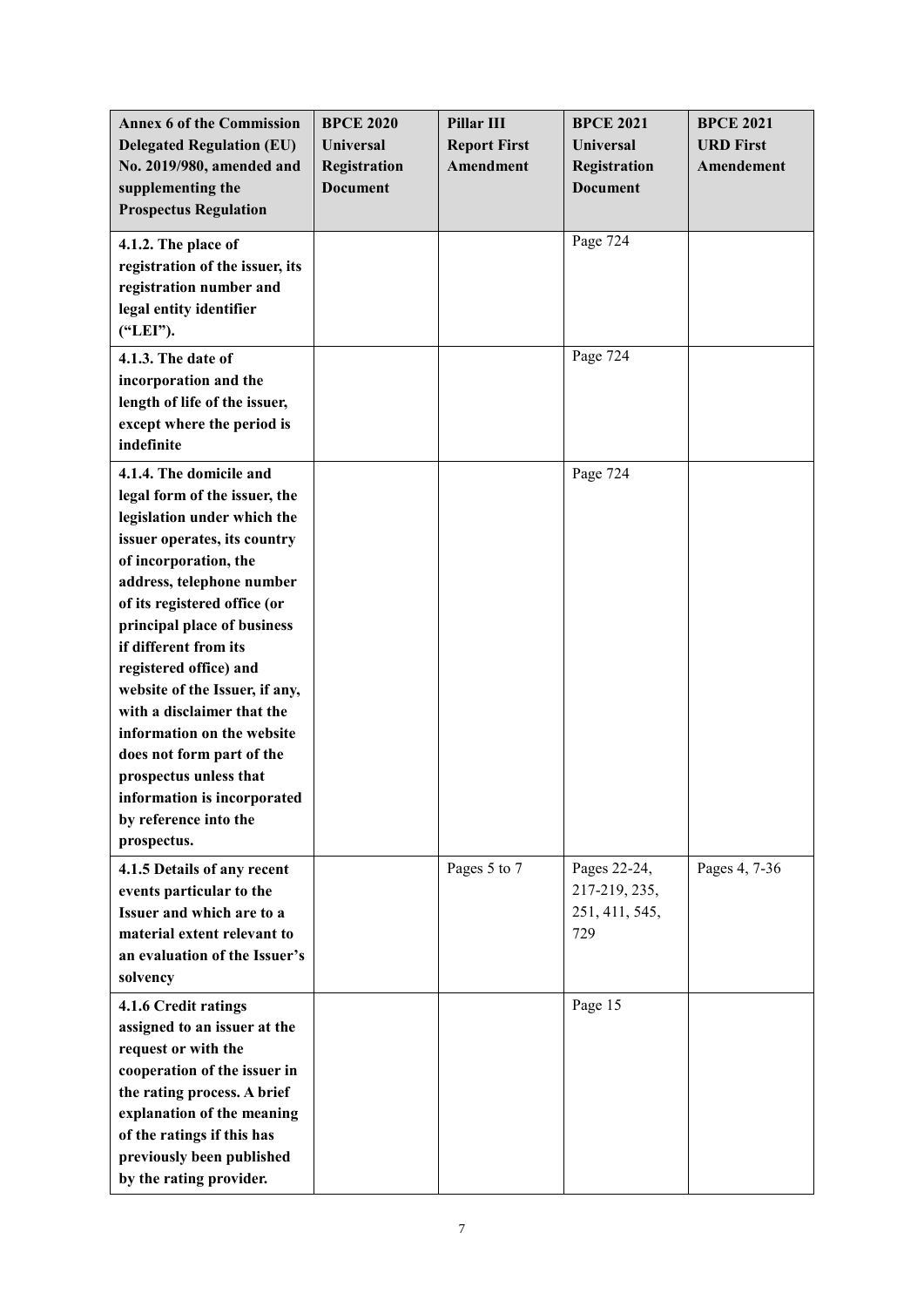| Annex 6 of the Commission Delegated Regulation (EU) No. 2019/980, amended and supplementing the Prospectus Regulation | BPCE 2020 Universal Registration Document | Pillar III Report First Amendment | BPCE 2021 Universal Registration Document | BPCE 2021 URD First Amendement |
|---|---|---|---|---|
| **4.1.2. The place of registration of the issuer, its registration number and legal entity identifier ("LEI").** | | | Page 724 | |
| **4.1.3. The date of incorporation and the length of life of the issuer, except where the period is indefinite** | | | Page 724 | |
| **4.1.4. The domicile and legal form of the issuer, the legislation under which the issuer operates, its country of incorporation, the address, telephone number of its registered office (or principal place of business if different from its registered office) and website of the Issuer, if any, with a disclaimer that the information on the website does not form part of the prospectus unless that information is incorporated by reference into the prospectus.** | | | Page 724 | |
| **4.1.5 Details of any recent events particular to the Issuer and which are to a material extent relevant to an evaluation of the Issuer's solvency** | | Pages 5 to 7 | Pages 22-24, 217-219, 235, 251, 411, 545, 729 | Pages 4, 7-36 |
| **4.1.6 Credit ratings assigned to an issuer at the request or with the cooperation of the issuer in the rating process. A brief explanation of the meaning of the ratings if this has previously been published by the rating provider.** | | | Page 15 | |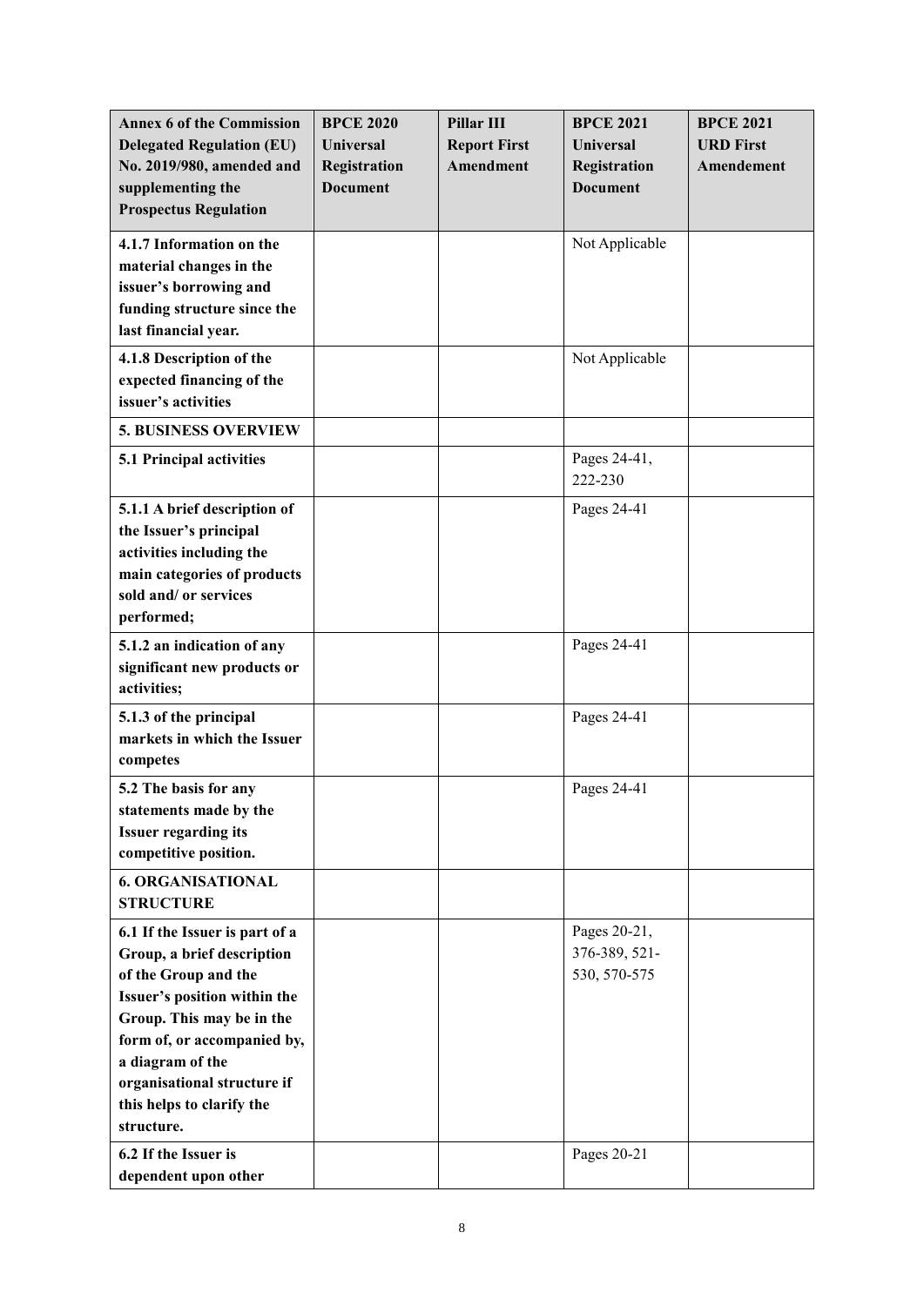| **Annex 6 of the Commission Delegated Regulation (EU) No. 2019/980, amended and supplementing the Prospectus Regulation** | **BPCE 2020 Universal Registration Document** | **Pillar III Report First Amendment** | **BPCE 2021 Universal Registration Document** | **BPCE 2021 URD First Amendement** |
|---|---|---|---|---|
| **4.1.7 Information on the material changes in the issuer's borrowing and funding structure since the last financial year.** | | | Not Applicable | |
| **4.1.8 Description of the expected financing of the issuer's activities** | | | Not Applicable | |
| **5. BUSINESS OVERVIEW** | | | | |
| **5.1 Principal activities** | | | Pages 24-41, 222-230 | |
| **5.1.1 A brief description of the Issuer's principal activities including the main categories of products sold and/ or services performed;** | | | Pages 24-41 | |
| **5.1.2 an indication of any significant new products or activities;** | | | Pages 24-41 | |
| **5.1.3 of the principal markets in which the Issuer competes** | | | Pages 24-41 | |
| **5.2 The basis for any statements made by the Issuer regarding its competitive position.** | | | Pages 24-41 | |
| **6. ORGANISATIONAL STRUCTURE** | | | | |
| **6.1 If the Issuer is part of a Group, a brief description of the Group and the Issuer's position within the Group. This may be in the form of, or accompanied by, a diagram of the organisational structure if this helps to clarify the structure.** | | | Pages 20-21, 376-389, 521-530, 570-575 | |
| **6.2 If the Issuer is dependent upon other** | | | Pages 20-21 | |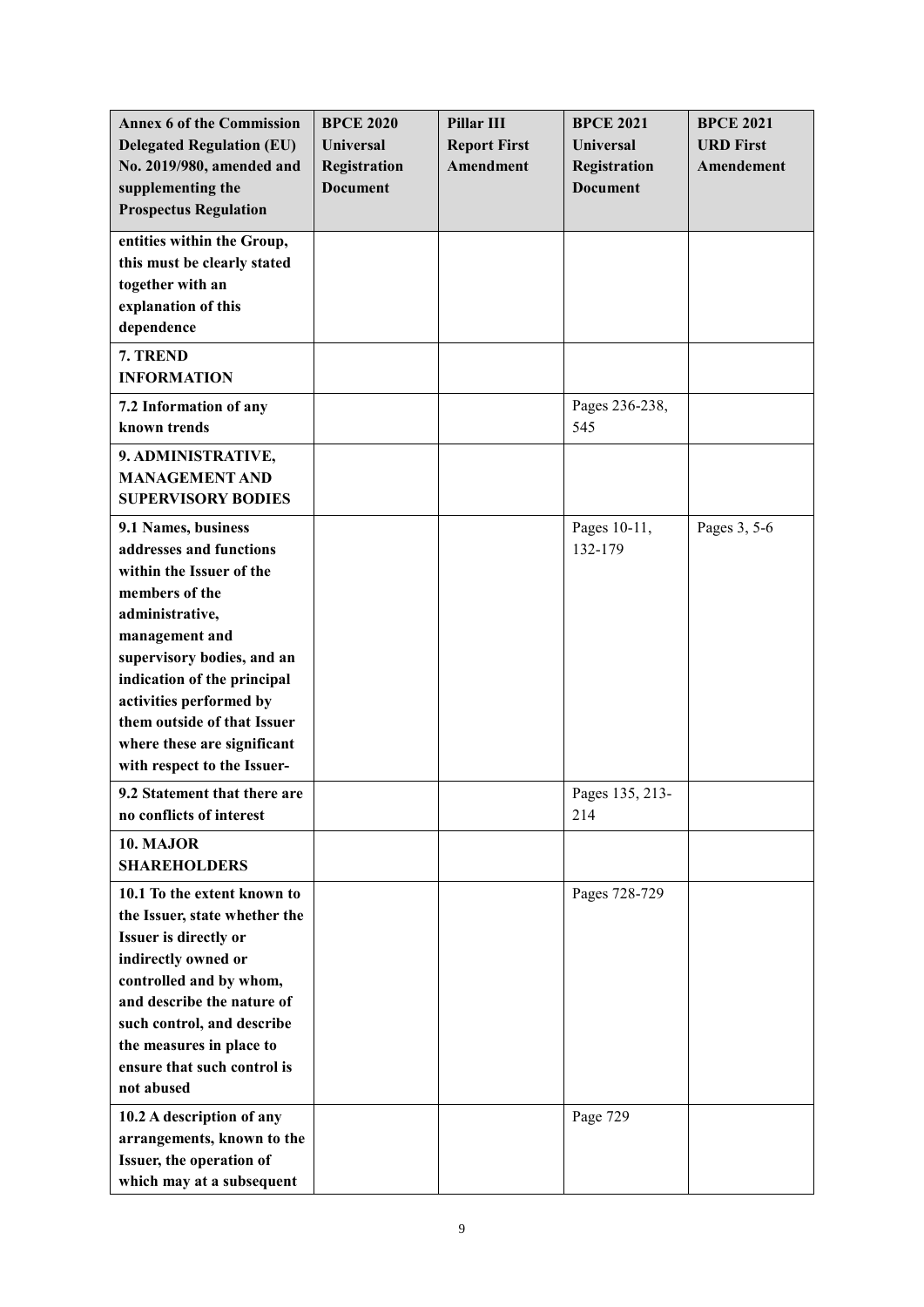| Annex 6 of the Commission Delegated Regulation (EU) No. 2019/980, amended and supplementing the Prospectus Regulation | BPCE 2020 Universal Registration Document | Pillar III Report First Amendment | BPCE 2021 Universal Registration Document | BPCE 2021 URD First Amendement |
|---|---|---|---|---|
| **entities within the Group, this must be clearly stated together with an explanation of this dependence** | | | | |
| **7. TREND INFORMATION** | | | | |
| **7.2 Information of any known trends** | | | Pages 236-238, 545 | |
| **9. ADMINISTRATIVE, MANAGEMENT AND SUPERVISORY BODIES** | | | | |
| **9.1 Names, business addresses and functions within the Issuer of the members of the administrative, management and supervisory bodies, and an indication of the principal activities performed by them outside of that Issuer where these are significant with respect to the Issuer-** | | | Pages 10-11, 132-179 | Pages 3, 5-6 |
| **9.2 Statement that there are no conflicts of interest** | | | Pages 135, 213-214 | |
| **10. MAJOR SHAREHOLDERS** | | | | |
| **10.1 To the extent known to the Issuer, state whether the Issuer is directly or indirectly owned or controlled and by whom, and describe the nature of such control, and describe the measures in place to ensure that such control is not abused** | | | Pages 728-729 | |
| **10.2 A description of any arrangements, known to the Issuer, the operation of which may at a subsequent** | | | Page 729 | |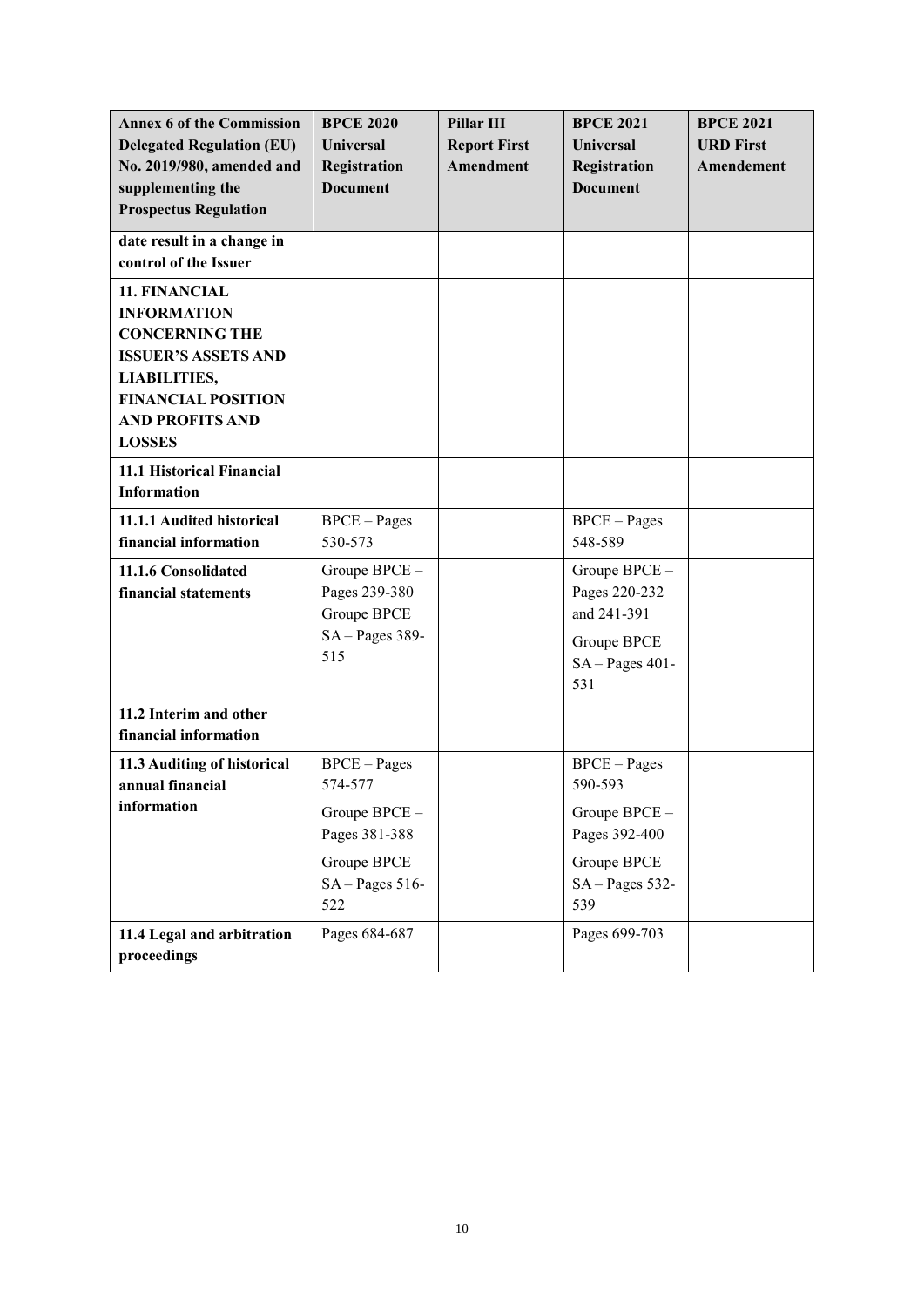| Annex 6 of the Commission Delegated Regulation (EU) No. 2019/980, amended and supplementing the Prospectus Regulation | BPCE 2020 Universal Registration Document | Pillar III Report First Amendment | BPCE 2021 Universal Registration Document | BPCE 2021 URD First Amendement |
|---|---|---|---|---|
| **date result in a change in control of the Issuer** | | | | |
| **11. FINANCIAL INFORMATION CONCERNING THE ISSUER'S ASSETS AND LIABILITIES, FINANCIAL POSITION AND PROFITS AND LOSSES** | | | | |
| **11.1 Historical Financial Information** | | | | |
| **11.1.1 Audited historical financial information** | BPCE – Pages 530-573 | | BPCE – Pages 548-589 | |
| **11.1.6 Consolidated financial statements** | Groupe BPCE – Pages 239-380<br>Groupe BPCE SA – Pages 389-515 | | Groupe BPCE – Pages 220-232 and 241-391<br>Groupe BPCE SA – Pages 401-531 | |
| **11.2 Interim and other financial information** | | | | |
| **11.3 Auditing of historical annual financial information** | BPCE – Pages 574-577<br>Groupe BPCE – Pages 381-388<br>Groupe BPCE SA – Pages 516-522 | | BPCE – Pages 590-593<br>Groupe BPCE – Pages 392-400<br>Groupe BPCE SA – Pages 532-539 | |
| **11.4 Legal and arbitration proceedings** | Pages 684-687 | | Pages 699-703 | |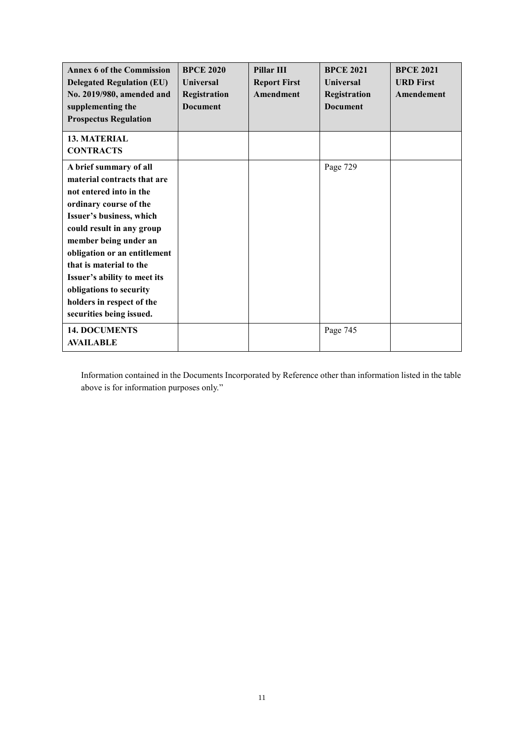| Annex 6 of the Commission Delegated Regulation (EU) No. 2019/980, amended and supplementing the Prospectus Regulation | BPCE 2020 Universal Registration Document | Pillar III Report First Amendment | BPCE 2021 Universal Registration Document | BPCE 2021 URD First Amendement |
|---|---|---|---|---|
| **13. MATERIAL CONTRACTS** | | | | |
| **A brief summary of all material contracts that are not entered into in the ordinary course of the Issuer's business, which could result in any group member being under an obligation or an entitlement that is material to the Issuer's ability to meet its obligations to security holders in respect of the securities being issued.** | | | Page 729 | |
| **14. DOCUMENTS AVAILABLE** | | | Page 745 | |

Information contained in the Documents Incorporated by Reference other than information listed in the table above is for information purposes only."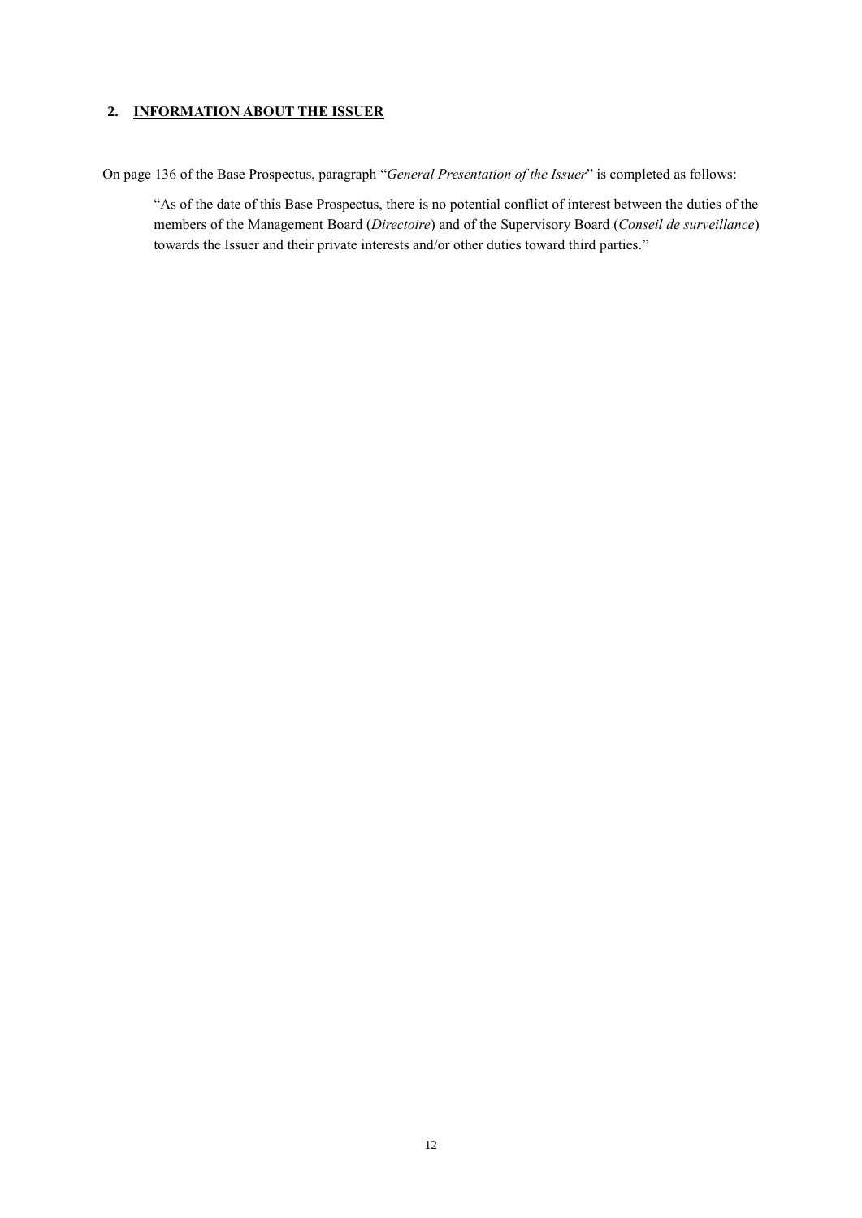## 2. INFORMATION ABOUT THE ISSUER

On page 136 of the Base Prospectus, paragraph "*General Presentation of the Issuer*" is completed as follows:

> "As of the date of this Base Prospectus, there is no potential conflict of interest between the duties of the members of the Management Board (*Directoire*) and of the Supervisory Board (*Conseil de surveillance*) towards the Issuer and their private interests and/or other duties toward third parties."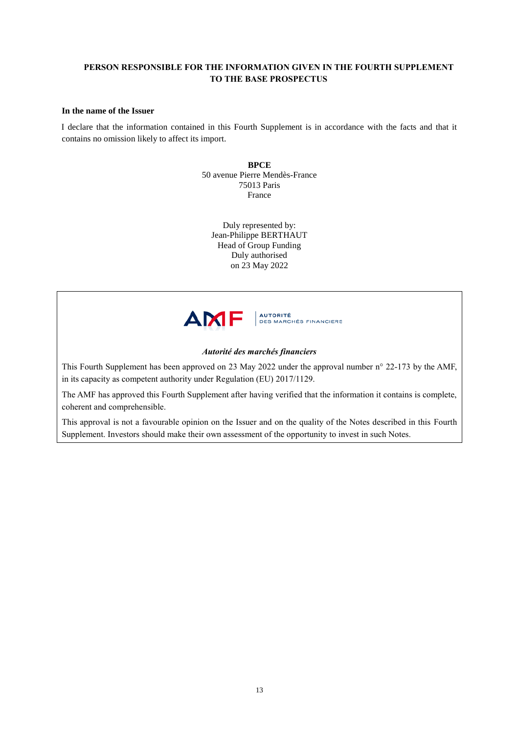## PERSON RESPONSIBLE FOR THE INFORMATION GIVEN IN THE FOURTH SUPPLEMENT TO THE BASE PROSPECTUS

**In the name of the Issuer**

I declare that the information contained in this Fourth Supplement is in accordance with the facts and that it contains no omission likely to affect its import.

**BPCE**
50 avenue Pierre Mendès-France
75013 Paris
France

Duly represented by:
Jean-Philippe BERTHAUT
Head of Group Funding
Duly authorised
on 23 May 2022

AMF | AUTORITÉ DES MARCHÉS FINANCIERS

***Autorité des marchés financiers***

This Fourth Supplement has been approved on 23 May 2022 under the approval number n° 22-173 by the AMF, in its capacity as competent authority under Regulation (EU) 2017/1129.

The AMF has approved this Fourth Supplement after having verified that the information it contains is complete, coherent and comprehensible.

This approval is not a favourable opinion on the Issuer and on the quality of the Notes described in this Fourth Supplement. Investors should make their own assessment of the opportunity to invest in such Notes.